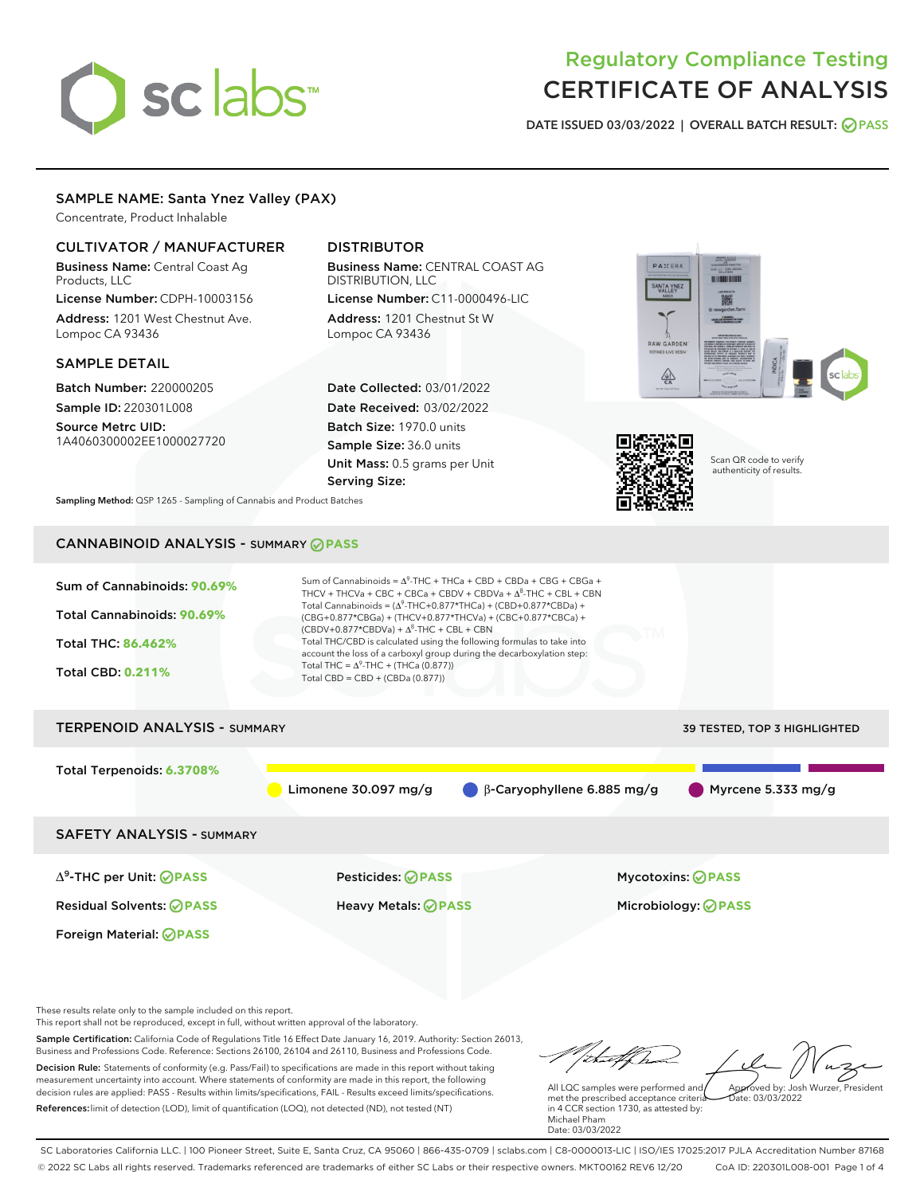# Regulatory Compliance Testing
# CERTIFICATE OF ANALYSIS

DATE ISSUED 03/03/2022 | OVERALL BATCH RESULT: PASS

## SAMPLE NAME: Santa Ynez Valley (PAX)

Concentrate, Product Inhalable

### CULTIVATOR / MANUFACTURER

**Business Name:** Central Coast Ag Products, LLC
**License Number:** CDPH-10003156
**Address:** 1201 West Chestnut Ave. Lompoc CA 93436

### DISTRIBUTOR

**Business Name:** CENTRAL COAST AG DISTRIBUTION, LLC
**License Number:** C11-0000496-LIC
**Address:** 1201 Chestnut St W Lompoc CA 93436

### SAMPLE DETAIL

**Batch Number:** 220000205
**Sample ID:** 220301L008
**Source Metrc UID:** 1A4060300002EE1000027720

**Date Collected:** 03/01/2022
**Date Received:** 03/02/2022
**Batch Size:** 1970.0 units
**Sample Size:** 36.0 units
**Unit Mass:** 0.5 grams per Unit
**Serving Size:**

Scan QR code to verify authenticity of results.

**Sampling Method:** QSP 1265 - Sampling of Cannabis and Product Batches

## CANNABINOID ANALYSIS - SUMMARY PASS

**Sum of Cannabinoids: 90.69%**
**Total Cannabinoids: 90.69%**
**Total THC: 86.462%**
**Total CBD: 0.211%**

Sum of Cannabinoids = $\Delta^9$-THC + THCa + CBD + CBDa + CBG + CBGa + THCV + THCVa + CBC + CBCa + CBDV + CBDVa + $\Delta^8$-THC + CBL + CBN
Total Cannabinoids = ($\Delta^9$-THC+0.877*THCa) + (CBD+0.877*CBDa) + (CBG+0.877*CBGa) + (THCV+0.877*THCVa) + (CBC+0.877*CBCa) + (CBDV+0.877*CBDVa) + $\Delta^8$-THC + CBL + CBN
Total THC/CBD is calculated using the following formulas to take into account the loss of a carboxyl group during the decarboxylation step:
Total THC = $\Delta^9$-THC + (THCa (0.877))
Total CBD = CBD + (CBDa (0.877))

## TERPENOID ANALYSIS - SUMMARY

39 TESTED, TOP 3 HIGHLIGHTED

**Total Terpenoids: 6.3708%**

Limonene 30.097 mg/g | β-Caryophyllene 6.885 mg/g | Myrcene 5.333 mg/g

## SAFETY ANALYSIS - SUMMARY

| | | |
|---|---|---|
| $\Delta^9$-THC per Unit: PASS | Pesticides: PASS | Mycotoxins: PASS |
| Residual Solvents: PASS | Heavy Metals: PASS | Microbiology: PASS |
| Foreign Material: PASS | | |

These results relate only to the sample included on this report.
This report shall not be reproduced, except in full, without written approval of the laboratory.

**Sample Certification:** California Code of Regulations Title 16 Effect Date January 16, 2019. Authority: Section 26013, Business and Professions Code. Reference: Sections 26100, 26104 and 26110, Business and Professions Code.

**Decision Rule:** Statements of conformity (e.g. Pass/Fail) to specifications are made in this report without taking measurement uncertainty into account. Where statements of conformity are made in this report, the following decision rules are applied: PASS - Results within limits/specifications, FAIL - Results exceed limits/specifications.

**References:** limit of detection (LOD), limit of quantification (LOQ), not detected (ND), not tested (NT)

All LQC samples were performed and met the prescribed acceptance criteria in 4 CCR section 1730, as attested by: Michael Pham
Date: 03/03/2022

Approved by: Josh Wurzer, President
Date: 03/03/2022

SC Laboratories California LLC. | 100 Pioneer Street, Suite E, Santa Cruz, CA 95060 | 866-435-0709 | sclabs.com | C8-0000013-LIC | ISO/IES 17025:2017 PJLA Accreditation Number 87168
© 2022 SC Labs all rights reserved. Trademarks referenced are trademarks of either SC Labs or their respective owners. MKT00162 REV6 12/20 CoA ID: 220301L008-001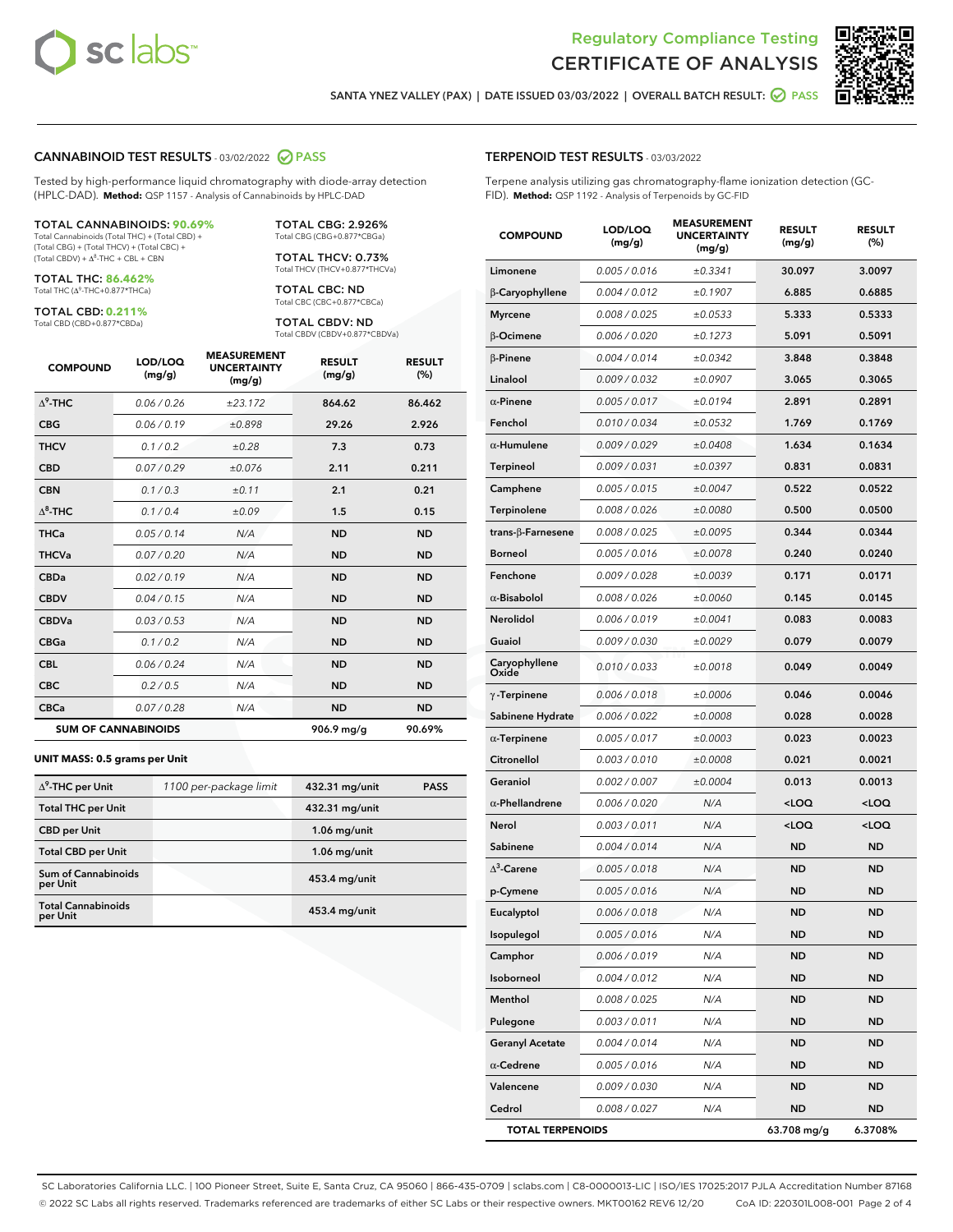Regulatory Compliance Testing

# CERTIFICATE OF ANALYSIS

SANTA YNEZ VALLEY (PAX) | DATE ISSUED 03/03/2022 | OVERALL BATCH RESULT: PASS

## CANNABINOID TEST RESULTS - 03/02/2022 PASS

Tested by high-performance liquid chromatography with diode-array detection (HPLC-DAD). **Method:** QSP 1157 - Analysis of Cannabinoids by HPLC-DAD

**TOTAL CANNABINOIDS: 90.69%**
Total Cannabinoids (Total THC) + (Total CBD) + (Total CBG) + (Total THCV) + (Total CBC) + (Total CBDV) + $\Delta^8$-THC + CBL + CBN

**TOTAL THC: 86.462%**
Total THC ($\Delta^9$-THC+0.877*THCa)

**TOTAL CBD: 0.211%**
Total CBD (CBD+0.877*CBDa)

**TOTAL CBG: 2.926%**
Total CBG (CBG+0.877*CBGa)

**TOTAL THCV: 0.73%**
Total THCV (THCV+0.877*THCVa)

**TOTAL CBC: ND**
Total CBC (CBC+0.877*CBCa)

**TOTAL CBDV: ND**
Total CBDV (CBDV+0.877*CBDVa)

| COMPOUND | LOD/LOQ (mg/g) | MEASUREMENT UNCERTAINTY (mg/g) | RESULT (mg/g) | RESULT (%) |
|---|---|---|---|---|
| $\Delta^9$-THC | 0.06 / 0.26 | ±23.172 | 864.62 | 86.462 |
| CBG | 0.06 / 0.19 | ±0.898 | 29.26 | 2.926 |
| THCV | 0.1 / 0.2 | ±0.28 | 7.3 | 0.73 |
| CBD | 0.07 / 0.29 | ±0.076 | 2.11 | 0.211 |
| CBN | 0.1 / 0.3 | ±0.11 | 2.1 | 0.21 |
| $\Delta^8$-THC | 0.1 / 0.4 | ±0.09 | 1.5 | 0.15 |
| THCa | 0.05 / 0.14 | N/A | ND | ND |
| THCVa | 0.07 / 0.20 | N/A | ND | ND |
| CBDa | 0.02 / 0.19 | N/A | ND | ND |
| CBDV | 0.04 / 0.15 | N/A | ND | ND |
| CBDVa | 0.03 / 0.53 | N/A | ND | ND |
| CBGa | 0.1 / 0.2 | N/A | ND | ND |
| CBL | 0.06 / 0.24 | N/A | ND | ND |
| CBC | 0.2 / 0.5 | N/A | ND | ND |
| CBCa | 0.07 / 0.28 | N/A | ND | ND |
| **SUM OF CANNABINOIDS** | | | 906.9 mg/g | 90.69% |

**UNIT MASS: 0.5 grams per Unit**

| | | | |
|---|---|---|---|
| $\Delta^9$-THC per Unit | 1100 per-package limit | 432.31 mg/unit | PASS |
| Total THC per Unit | | 432.31 mg/unit | |
| CBD per Unit | | 1.06 mg/unit | |
| Total CBD per Unit | | 1.06 mg/unit | |
| Sum of Cannabinoids per Unit | | 453.4 mg/unit | |
| Total Cannabinoids per Unit | | 453.4 mg/unit | |

## TERPENOID TEST RESULTS - 03/03/2022

Terpene analysis utilizing gas chromatography-flame ionization detection (GC-FID). **Method:** QSP 1192 - Analysis of Terpenoids by GC-FID

| COMPOUND | LOD/LOQ (mg/g) | MEASUREMENT UNCERTAINTY (mg/g) | RESULT (mg/g) | RESULT (%) |
|---|---|---|---|---|
| Limonene | 0.005 / 0.016 | ±0.3341 | 30.097 | 3.0097 |
| β-Caryophyllene | 0.004 / 0.012 | ±0.1907 | 6.885 | 0.6885 |
| Myrcene | 0.008 / 0.025 | ±0.0533 | 5.333 | 0.5333 |
| β-Ocimene | 0.006 / 0.020 | ±0.1273 | 5.091 | 0.5091 |
| β-Pinene | 0.004 / 0.014 | ±0.0342 | 3.848 | 0.3848 |
| Linalool | 0.009 / 0.032 | ±0.0907 | 3.065 | 0.3065 |
| α-Pinene | 0.005 / 0.017 | ±0.0194 | 2.891 | 0.2891 |
| Fenchol | 0.010 / 0.034 | ±0.0532 | 1.769 | 0.1769 |
| α-Humulene | 0.009 / 0.029 | ±0.0408 | 1.634 | 0.1634 |
| Terpineol | 0.009 / 0.031 | ±0.0397 | 0.831 | 0.0831 |
| Camphene | 0.005 / 0.015 | ±0.0047 | 0.522 | 0.0522 |
| Terpinolene | 0.008 / 0.026 | ±0.0080 | 0.500 | 0.0500 |
| trans-β-Farnesene | 0.008 / 0.025 | ±0.0095 | 0.344 | 0.0344 |
| Borneol | 0.005 / 0.016 | ±0.0078 | 0.240 | 0.0240 |
| Fenchone | 0.009 / 0.028 | ±0.0039 | 0.171 | 0.0171 |
| α-Bisabolol | 0.008 / 0.026 | ±0.0060 | 0.145 | 0.0145 |
| Nerolidol | 0.006 / 0.019 | ±0.0041 | 0.083 | 0.0083 |
| Guaiol | 0.009 / 0.030 | ±0.0029 | 0.079 | 0.0079 |
| Caryophyllene Oxide | 0.010 / 0.033 | ±0.0018 | 0.049 | 0.0049 |
| γ-Terpinene | 0.006 / 0.018 | ±0.0006 | 0.046 | 0.0046 |
| Sabinene Hydrate | 0.006 / 0.022 | ±0.0008 | 0.028 | 0.0028 |
| α-Terpinene | 0.005 / 0.017 | ±0.0003 | 0.023 | 0.0023 |
| Citronellol | 0.003 / 0.010 | ±0.0008 | 0.021 | 0.0021 |
| Geraniol | 0.002 / 0.007 | ±0.0004 | 0.013 | 0.0013 |
| α-Phellandrene | 0.006 / 0.020 | N/A | <LOQ | <LOQ |
| Nerol | 0.003 / 0.011 | N/A | <LOQ | <LOQ |
| Sabinene | 0.004 / 0.014 | N/A | ND | ND |
| $\Delta^3$-Carene | 0.005 / 0.018 | N/A | ND | ND |
| p-Cymene | 0.005 / 0.016 | N/A | ND | ND |
| Eucalyptol | 0.006 / 0.018 | N/A | ND | ND |
| Isopulegol | 0.005 / 0.016 | N/A | ND | ND |
| Camphor | 0.006 / 0.019 | N/A | ND | ND |
| Isoborneol | 0.004 / 0.012 | N/A | ND | ND |
| Menthol | 0.008 / 0.025 | N/A | ND | ND |
| Pulegone | 0.003 / 0.011 | N/A | ND | ND |
| Geranyl Acetate | 0.004 / 0.014 | N/A | ND | ND |
| α-Cedrene | 0.005 / 0.016 | N/A | ND | ND |
| Valencene | 0.009 / 0.030 | N/A | ND | ND |
| Cedrol | 0.008 / 0.027 | N/A | ND | ND |
| **TOTAL TERPENOIDS** | | | 63.708 mg/g | 6.3708% |

SC Laboratories California LLC. | 100 Pioneer Street, Suite E, Santa Cruz, CA 95060 | 866-435-0709 | sclabs.com | C8-0000013-LIC | ISO/IES 17025:2017 PJLA Accreditation Number 87168
© 2022 SC Labs all rights reserved. Trademarks referenced are trademarks of either SC Labs or their respective owners. MKT00162 REV6 12/20 CoA ID: 220301L008-001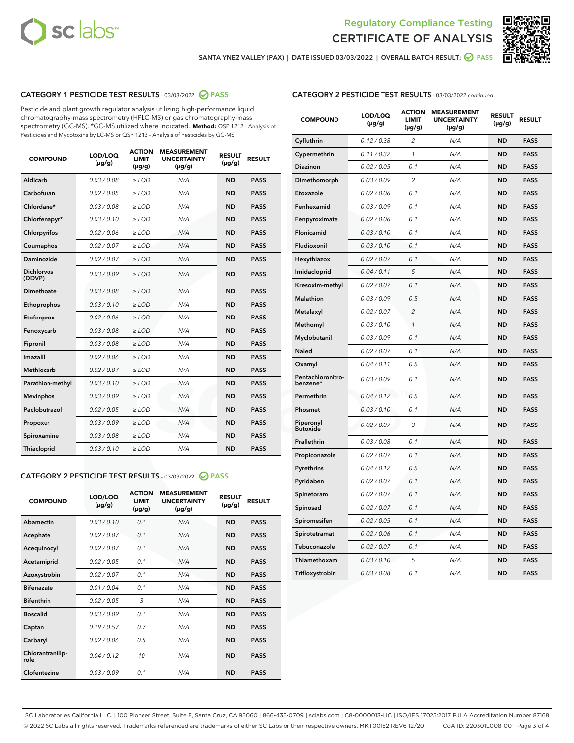Regulatory Compliance Testing
CERTIFICATE OF ANALYSIS

SANTA YNEZ VALLEY (PAX) | DATE ISSUED 03/03/2022 | OVERALL BATCH RESULT: PASS

## CATEGORY 1 PESTICIDE TEST RESULTS - 03/03/2022 PASS

Pesticide and plant growth regulator analysis utilizing high-performance liquid chromatography-mass spectrometry (HPLC-MS) or gas chromatography-mass spectrometry (GC-MS). *GC-MS utilized where indicated. **Method:** QSP 1212 - Analysis of Pesticides and Mycotoxins by LC-MS or QSP 1213 - Analysis of Pesticides by GC-MS

| COMPOUND | LOD/LOQ (µg/g) | ACTION LIMIT (µg/g) | MEASUREMENT UNCERTAINTY (µg/g) | RESULT (µg/g) | RESULT |
|---|---|---|---|---|---|
| Aldicarb | 0.03 / 0.08 | ≥ LOD | N/A | ND | PASS |
| Carbofuran | 0.02 / 0.05 | ≥ LOD | N/A | ND | PASS |
| Chlordane* | 0.03 / 0.08 | ≥ LOD | N/A | ND | PASS |
| Chlorfenapyr* | 0.03 / 0.10 | ≥ LOD | N/A | ND | PASS |
| Chlorpyrifos | 0.02 / 0.06 | ≥ LOD | N/A | ND | PASS |
| Coumaphos | 0.02 / 0.07 | ≥ LOD | N/A | ND | PASS |
| Daminozide | 0.02 / 0.07 | ≥ LOD | N/A | ND | PASS |
| Dichlorvos (DDVP) | 0.03 / 0.09 | ≥ LOD | N/A | ND | PASS |
| Dimethoate | 0.03 / 0.08 | ≥ LOD | N/A | ND | PASS |
| Ethoprophos | 0.03 / 0.10 | ≥ LOD | N/A | ND | PASS |
| Etofenprox | 0.02 / 0.06 | ≥ LOD | N/A | ND | PASS |
| Fenoxycarb | 0.03 / 0.08 | ≥ LOD | N/A | ND | PASS |
| Fipronil | 0.03 / 0.08 | ≥ LOD | N/A | ND | PASS |
| Imazalil | 0.02 / 0.06 | ≥ LOD | N/A | ND | PASS |
| Methiocarb | 0.02 / 0.07 | ≥ LOD | N/A | ND | PASS |
| Parathion-methyl | 0.03 / 0.10 | ≥ LOD | N/A | ND | PASS |
| Mevinphos | 0.03 / 0.09 | ≥ LOD | N/A | ND | PASS |
| Paclobutrazol | 0.02 / 0.05 | ≥ LOD | N/A | ND | PASS |
| Propoxur | 0.03 / 0.09 | ≥ LOD | N/A | ND | PASS |
| Spiroxamine | 0.03 / 0.08 | ≥ LOD | N/A | ND | PASS |
| Thiacloprid | 0.03 / 0.10 | ≥ LOD | N/A | ND | PASS |

## CATEGORY 2 PESTICIDE TEST RESULTS - 03/03/2022 PASS

| COMPOUND | LOD/LOQ (µg/g) | ACTION LIMIT (µg/g) | MEASUREMENT UNCERTAINTY (µg/g) | RESULT (µg/g) | RESULT |
|---|---|---|---|---|---|
| Abamectin | 0.03 / 0.10 | 0.1 | N/A | ND | PASS |
| Acephate | 0.02 / 0.07 | 0.1 | N/A | ND | PASS |
| Acequinocyl | 0.02 / 0.07 | 0.1 | N/A | ND | PASS |
| Acetamiprid | 0.02 / 0.05 | 0.1 | N/A | ND | PASS |
| Azoxystrobin | 0.02 / 0.07 | 0.1 | N/A | ND | PASS |
| Bifenazate | 0.01 / 0.04 | 0.1 | N/A | ND | PASS |
| Bifenthrin | 0.02 / 0.05 | 3 | N/A | ND | PASS |
| Boscalid | 0.03 / 0.09 | 0.1 | N/A | ND | PASS |
| Captan | 0.19 / 0.57 | 0.7 | N/A | ND | PASS |
| Carbaryl | 0.02 / 0.06 | 0.5 | N/A | ND | PASS |
| Chlorantraniliprole | 0.04 / 0.12 | 10 | N/A | ND | PASS |
| Clofentezine | 0.03 / 0.09 | 0.1 | N/A | ND | PASS |
| Cyfluthrin | 0.12 / 0.38 | 2 | N/A | ND | PASS |
| Cypermethrin | 0.11 / 0.32 | 1 | N/A | ND | PASS |
| Diazinon | 0.02 / 0.05 | 0.1 | N/A | ND | PASS |
| Dimethomorph | 0.03 / 0.09 | 2 | N/A | ND | PASS |
| Etoxazole | 0.02 / 0.06 | 0.1 | N/A | ND | PASS |
| Fenhexamid | 0.03 / 0.09 | 0.1 | N/A | ND | PASS |
| Fenpyroximate | 0.02 / 0.06 | 0.1 | N/A | ND | PASS |
| Flonicamid | 0.03 / 0.10 | 0.1 | N/A | ND | PASS |
| Fludioxonil | 0.03 / 0.10 | 0.1 | N/A | ND | PASS |
| Hexythiazox | 0.02 / 0.07 | 0.1 | N/A | ND | PASS |
| Imidacloprid | 0.04 / 0.11 | 5 | N/A | ND | PASS |
| Kresoxim-methyl | 0.02 / 0.07 | 0.1 | N/A | ND | PASS |
| Malathion | 0.03 / 0.09 | 0.5 | N/A | ND | PASS |
| Metalaxyl | 0.02 / 0.07 | 2 | N/A | ND | PASS |
| Methomyl | 0.03 / 0.10 | 1 | N/A | ND | PASS |
| Myclobutanil | 0.03 / 0.09 | 0.1 | N/A | ND | PASS |
| Naled | 0.02 / 0.07 | 0.1 | N/A | ND | PASS |
| Oxamyl | 0.04 / 0.11 | 0.5 | N/A | ND | PASS |
| Pentachloronitrobenzene* | 0.03 / 0.09 | 0.1 | N/A | ND | PASS |
| Permethrin | 0.04 / 0.12 | 0.5 | N/A | ND | PASS |
| Phosmet | 0.03 / 0.10 | 0.1 | N/A | ND | PASS |
| Piperonyl Butoxide | 0.02 / 0.07 | 3 | N/A | ND | PASS |
| Prallethrin | 0.03 / 0.08 | 0.1 | N/A | ND | PASS |
| Propiconazole | 0.02 / 0.07 | 0.1 | N/A | ND | PASS |
| Pyrethrins | 0.04 / 0.12 | 0.5 | N/A | ND | PASS |
| Pyridaben | 0.02 / 0.07 | 0.1 | N/A | ND | PASS |
| Spinetoram | 0.02 / 0.07 | 0.1 | N/A | ND | PASS |
| Spinosad | 0.02 / 0.07 | 0.1 | N/A | ND | PASS |
| Spiromesifen | 0.02 / 0.05 | 0.1 | N/A | ND | PASS |
| Spirotetramat | 0.02 / 0.06 | 0.1 | N/A | ND | PASS |
| Tebuconazole | 0.02 / 0.07 | 0.1 | N/A | ND | PASS |
| Thiamethoxam | 0.03 / 0.10 | 5 | N/A | ND | PASS |
| Trifloxystrobin | 0.03 / 0.08 | 0.1 | N/A | ND | PASS |

SC Laboratories California LLC. | 100 Pioneer Street, Suite E, Santa Cruz, CA 95060 | 866-435-0709 | sclabs.com | C8-0000013-LIC | ISO/IES 17025:2017 PJLA Accreditation Number 87168
© 2022 SC Labs all rights reserved. Trademarks referenced are trademarks of either SC Labs or their respective owners. MKT00162 REV6 12/20 CoA ID: 220301L008-001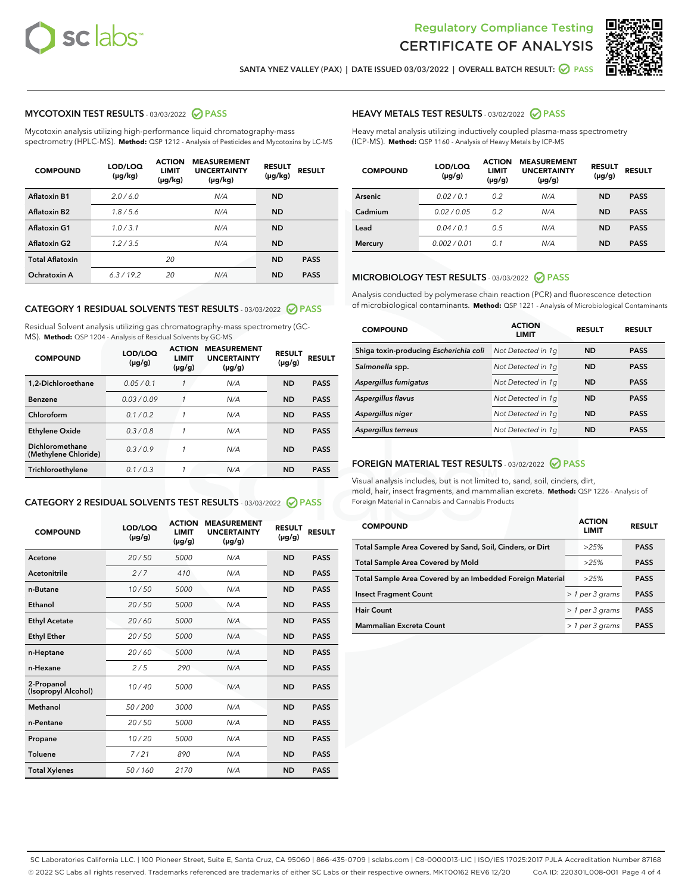Regulatory Compliance Testing

# CERTIFICATE OF ANALYSIS

SANTA YNEZ VALLEY (PAX) | DATE ISSUED 03/03/2022 | OVERALL BATCH RESULT: PASS

## MYCOTOXIN TEST RESULTS - 03/03/2022 PASS

Mycotoxin analysis utilizing high-performance liquid chromatography-mass spectrometry (HPLC-MS). **Method:** QSP 1212 - Analysis of Pesticides and Mycotoxins by LC-MS

| COMPOUND | LOD/LOQ (μg/kg) | ACTION LIMIT (μg/kg) | MEASUREMENT UNCERTAINTY (μg/kg) | RESULT (μg/kg) | RESULT |
|---|---|---|---|---|---|
| Aflatoxin B1 | 2.0 / 6.0 | | N/A | ND | |
| Aflatoxin B2 | 1.8 / 5.6 | | N/A | ND | |
| Aflatoxin G1 | 1.0 / 3.1 | | N/A | ND | |
| Aflatoxin G2 | 1.2 / 3.5 | | N/A | ND | |
| Total Aflatoxin | | 20 | | ND | PASS |
| Ochratoxin A | 6.3 / 19.2 | 20 | N/A | ND | PASS |

## CATEGORY 1 RESIDUAL SOLVENTS TEST RESULTS - 03/03/2022 PASS

Residual Solvent analysis utilizing gas chromatography-mass spectrometry (GC-MS). **Method:** QSP 1204 - Analysis of Residual Solvents by GC-MS

| COMPOUND | LOD/LOQ (μg/g) | ACTION LIMIT (μg/g) | MEASUREMENT UNCERTAINTY (μg/g) | RESULT (μg/g) | RESULT |
|---|---|---|---|---|---|
| 1,2-Dichloroethane | 0.05 / 0.1 | 1 | N/A | ND | PASS |
| Benzene | 0.03 / 0.09 | 1 | N/A | ND | PASS |
| Chloroform | 0.1 / 0.2 | 1 | N/A | ND | PASS |
| Ethylene Oxide | 0.3 / 0.8 | 1 | N/A | ND | PASS |
| Dichloromethane (Methylene Chloride) | 0.3 / 0.9 | 1 | N/A | ND | PASS |
| Trichloroethylene | 0.1 / 0.3 | 1 | N/A | ND | PASS |

## CATEGORY 2 RESIDUAL SOLVENTS TEST RESULTS - 03/03/2022 PASS

| COMPOUND | LOD/LOQ (μg/g) | ACTION LIMIT (μg/g) | MEASUREMENT UNCERTAINTY (μg/g) | RESULT (μg/g) | RESULT |
|---|---|---|---|---|---|
| Acetone | 20 / 50 | 5000 | N/A | ND | PASS |
| Acetonitrile | 2 / 7 | 410 | N/A | ND | PASS |
| n-Butane | 10 / 50 | 5000 | N/A | ND | PASS |
| Ethanol | 20 / 50 | 5000 | N/A | ND | PASS |
| Ethyl Acetate | 20 / 60 | 5000 | N/A | ND | PASS |
| Ethyl Ether | 20 / 50 | 5000 | N/A | ND | PASS |
| n-Heptane | 20 / 60 | 5000 | N/A | ND | PASS |
| n-Hexane | 2 / 5 | 290 | N/A | ND | PASS |
| 2-Propanol (Isopropyl Alcohol) | 10 / 40 | 5000 | N/A | ND | PASS |
| Methanol | 50 / 200 | 3000 | N/A | ND | PASS |
| n-Pentane | 20 / 50 | 5000 | N/A | ND | PASS |
| Propane | 10 / 20 | 5000 | N/A | ND | PASS |
| Toluene | 7 / 21 | 890 | N/A | ND | PASS |
| Total Xylenes | 50 / 160 | 2170 | N/A | ND | PASS |

## HEAVY METALS TEST RESULTS - 03/02/2022 PASS

Heavy metal analysis utilizing inductively coupled plasma-mass spectrometry (ICP-MS). **Method:** QSP 1160 - Analysis of Heavy Metals by ICP-MS

| COMPOUND | LOD/LOQ (μg/g) | ACTION LIMIT (μg/g) | MEASUREMENT UNCERTAINTY (μg/g) | RESULT (μg/g) | RESULT |
|---|---|---|---|---|---|
| Arsenic | 0.02 / 0.1 | 0.2 | N/A | ND | PASS |
| Cadmium | 0.02 / 0.05 | 0.2 | N/A | ND | PASS |
| Lead | 0.04 / 0.1 | 0.5 | N/A | ND | PASS |
| Mercury | 0.002 / 0.01 | 0.1 | N/A | ND | PASS |

## MICROBIOLOGY TEST RESULTS - 03/03/2022 PASS

Analysis conducted by polymerase chain reaction (PCR) and fluorescence detection of microbiological contaminants. **Method:** QSP 1221 - Analysis of Microbiological Contaminants

| COMPOUND | ACTION LIMIT | RESULT | RESULT |
|---|---|---|---|
| Shiga toxin-producing *Escherichia coli* | Not Detected in 1g | ND | PASS |
| *Salmonella* spp. | Not Detected in 1g | ND | PASS |
| *Aspergillus fumigatus* | Not Detected in 1g | ND | PASS |
| *Aspergillus flavus* | Not Detected in 1g | ND | PASS |
| *Aspergillus niger* | Not Detected in 1g | ND | PASS |
| *Aspergillus terreus* | Not Detected in 1g | ND | PASS |

## FOREIGN MATERIAL TEST RESULTS - 03/02/2022 PASS

Visual analysis includes, but is not limited to, sand, soil, cinders, dirt, mold, hair, insect fragments, and mammalian excreta. **Method:** QSP 1226 - Analysis of Foreign Material in Cannabis and Cannabis Products

| COMPOUND | ACTION LIMIT | RESULT |
|---|---|---|
| Total Sample Area Covered by Sand, Soil, Cinders, or Dirt | >25% | PASS |
| Total Sample Area Covered by Mold | >25% | PASS |
| Total Sample Area Covered by an Imbedded Foreign Material | >25% | PASS |
| Insect Fragment Count | > 1 per 3 grams | PASS |
| Hair Count | > 1 per 3 grams | PASS |
| Mammalian Excreta Count | > 1 per 3 grams | PASS |

SC Laboratories California LLC. | 100 Pioneer Street, Suite E, Santa Cruz, CA 95060 | 866-435-0709 | sclabs.com | C8-0000013-LIC | ISO/IES 17025:2017 PJLA Accreditation Number 87168
© 2022 SC Labs all rights reserved. Trademarks referenced are trademarks of either SC Labs or their respective owners. MKT00162 REV6 12/20 CoA ID: 220301L008-001